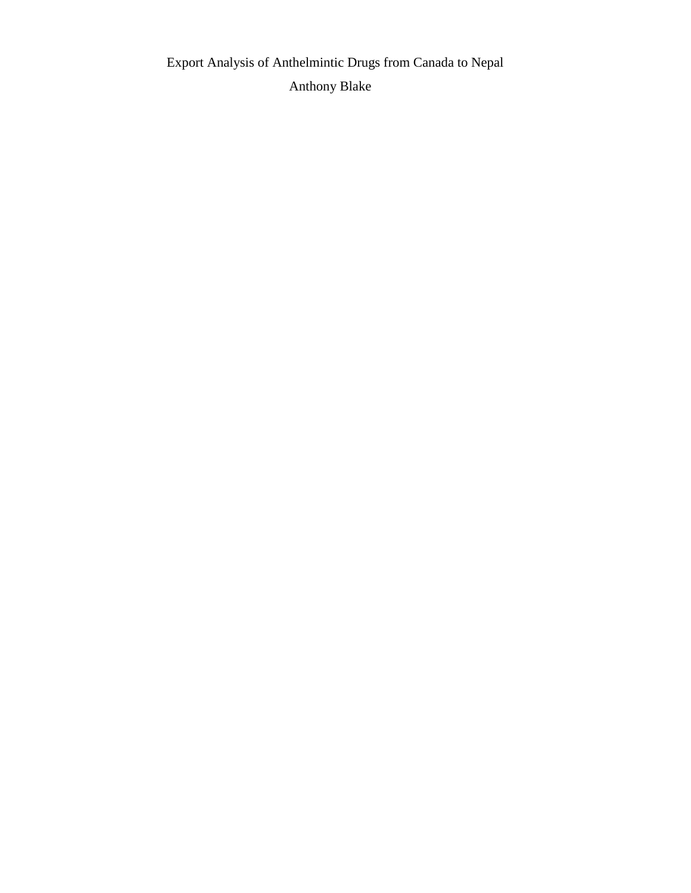# Export Analysis of Anthelmintic Drugs from Canada to Nepal

Anthony Blake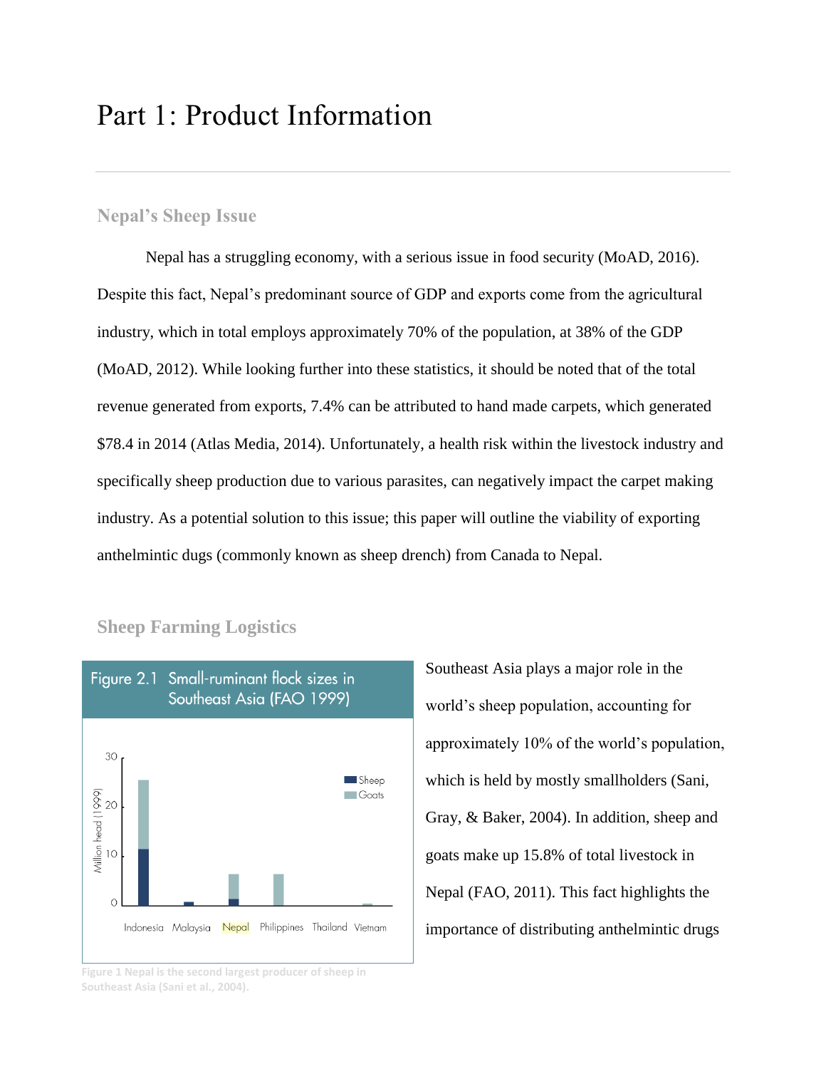# Part 1: Product Information

## Nepal's Sheep Issue

Nepal has a struggling economy, with a serious issue in food security (MoAD, 2016). Despite this fact, Nepal's predominant source of GDP and exports come from the agricultural industry, which in total employs approximately 70% of the population, at 38% of the GDP (MoAD, 2012). While looking further into these statistics, it should be noted that of the total revenue generated from exports, 7.4% can be attributed to hand made carpets, which generated $78.4 in 2014 (Atlas Media, 2014). Unfortunately, a health risk within the livestock industry and specifically sheep production due to various parasites, can negatively impact the carpet making industry. As a potential solution to this issue; this paper will outline the viability of exporting anthelmintic dugs (commonly known as sheep drench) from Canada to Nepal.

## Sheep Farming Logistics

Figure 2.1 Small-ruminant flock sizes in Southeast Asia (FAO 1999)

Figure 1 Nepal is the second largest producer of sheep in Southeast Asia (Sani et al., 2004).

Southeast Asia plays a major role in the world's sheep population, accounting for approximately 10% of the world's population, which is held by mostly smallholders (Sani, Gray, & Baker, 2004). In addition, sheep and goats make up 15.8% of total livestock in Nepal (FAO, 2011). This fact highlights the importance of distributing anthelmintic drugs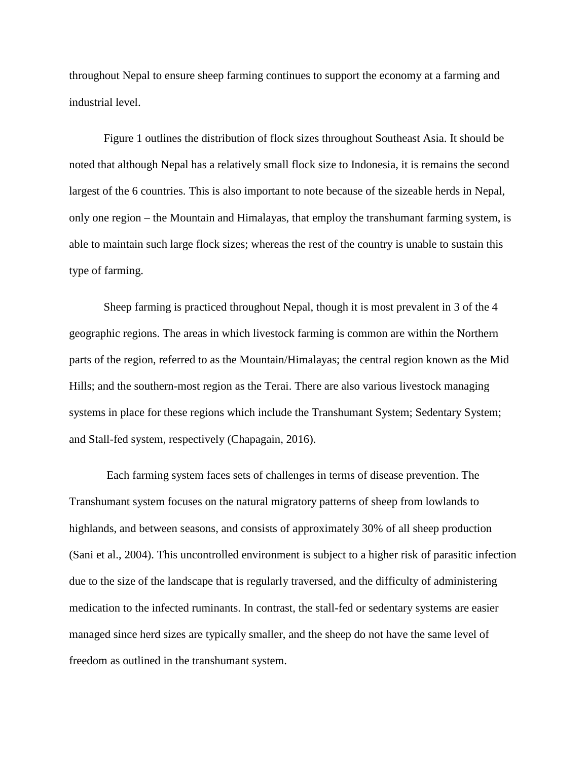throughout Nepal to ensure sheep farming continues to support the economy at a farming and industrial level.

Figure 1 outlines the distribution of flock sizes throughout Southeast Asia. It should be noted that although Nepal has a relatively small flock size to Indonesia, it is remains the second largest of the 6 countries. This is also important to note because of the sizeable herds in Nepal, only one region – the Mountain and Himalayas, that employ the transhumant farming system, is able to maintain such large flock sizes; whereas the rest of the country is unable to sustain this type of farming.

Sheep farming is practiced throughout Nepal, though it is most prevalent in 3 of the 4 geographic regions. The areas in which livestock farming is common are within the Northern parts of the region, referred to as the Mountain/Himalayas; the central region known as the Mid Hills; and the southern-most region as the Terai. There are also various livestock managing systems in place for these regions which include the Transhumant System; Sedentary System; and Stall-fed system, respectively (Chapagain, 2016).

Each farming system faces sets of challenges in terms of disease prevention. The Transhumant system focuses on the natural migratory patterns of sheep from lowlands to highlands, and between seasons, and consists of approximately 30% of all sheep production (Sani et al., 2004). This uncontrolled environment is subject to a higher risk of parasitic infection due to the size of the landscape that is regularly traversed, and the difficulty of administering medication to the infected ruminants. In contrast, the stall-fed or sedentary systems are easier managed since herd sizes are typically smaller, and the sheep do not have the same level of freedom as outlined in the transhumant system.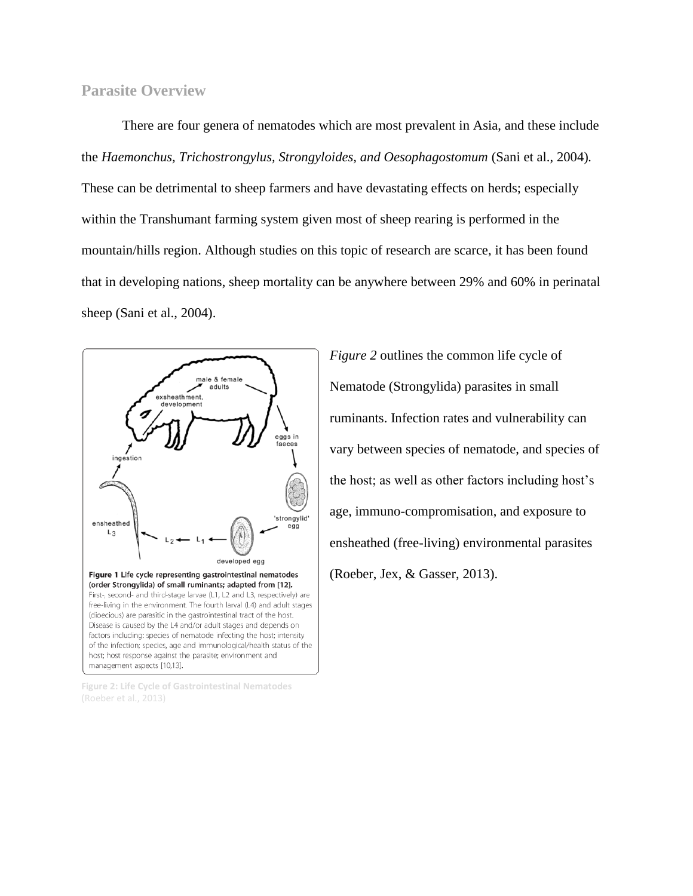## Parasite Overview

There are four genera of nematodes which are most prevalent in Asia, and these include the *Haemonchus, Trichostrongylus, Strongyloides, and Oesophagostomum* (Sani et al., 2004). These can be detrimental to sheep farmers and have devastating effects on herds; especially within the Transhumant farming system given most of sheep rearing is performed in the mountain/hills region. Although studies on this topic of research are scarce, it has been found that in developing nations, sheep mortality can be anywhere between 29% and 60% in perinatal sheep (Sani et al., 2004).

**Figure 1 Life cycle representing gastrointestinal nematodes (order Strongylida) of small ruminants; adapted from [12].** First-, second- and third-stage larvae (L1, L2 and L3, respectively) are free-living in the environment. The fourth larval (L4) and adult stages (dioecious) are parasitic in the gastrointestinal tract of the host. Disease is caused by the L4 and/or adult stages and depends on factors including: species of nematode infecting the host; intensity of the infection; species, age and immunological/health status of the host; host response against the parasite; environment and management aspects [10,13].

Figure 2: Life Cycle of Gastrointestinal Nematodes (Roeber et al., 2013)

*Figure 2* outlines the common life cycle of Nematode (Strongylida) parasites in small ruminants. Infection rates and vulnerability can vary between species of nematode, and species of the host; as well as other factors including host's age, immuno-compromisation, and exposure to ensheathed (free-living) environmental parasites (Roeber, Jex, & Gasser, 2013).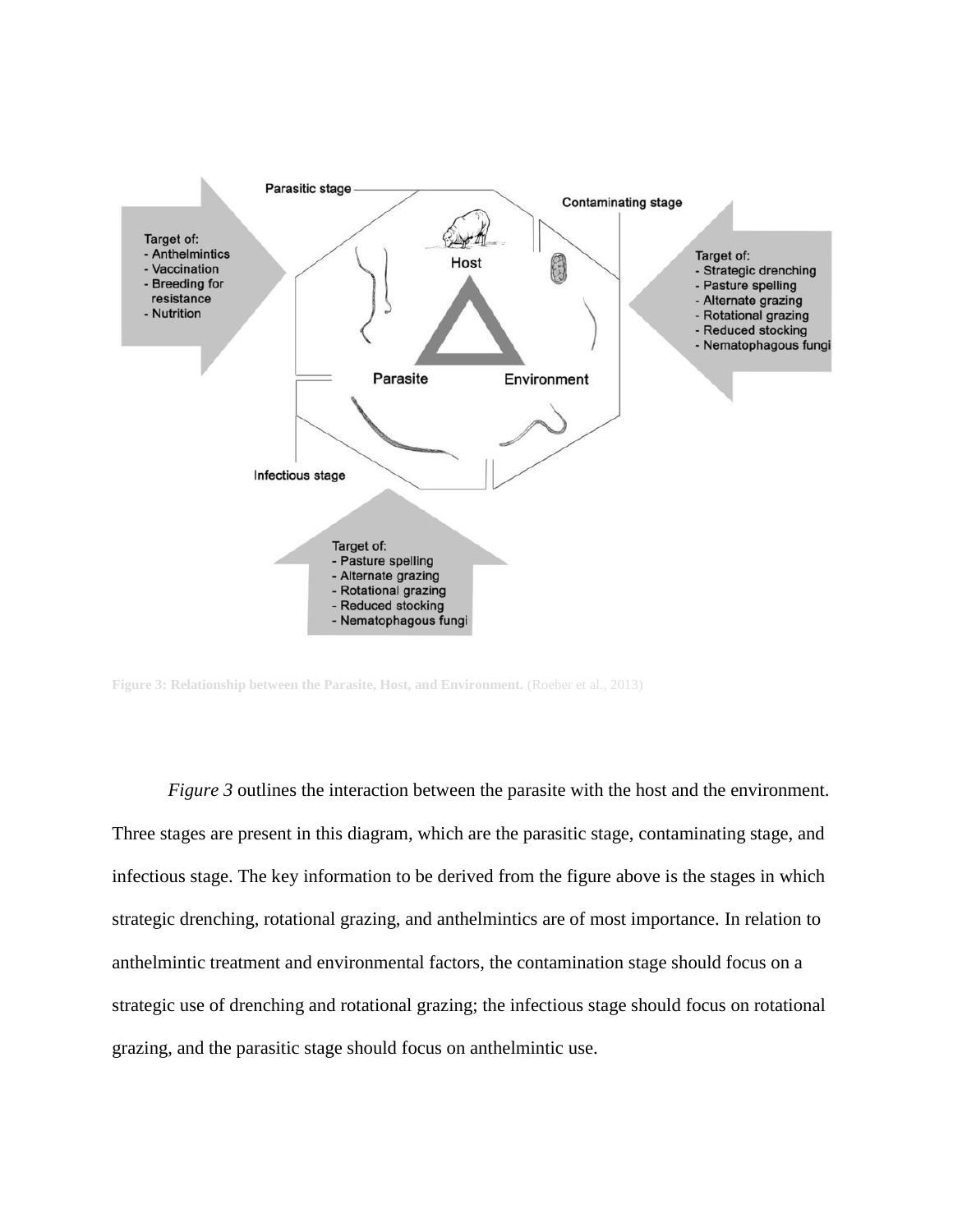Parasitic stage

Contaminating stage

Target of:
- Anthelmintics
- Vaccination
- Breeding for resistance
- Nutrition

Host

Target of:
- Strategic drenching
- Pasture spelling
- Alternate grazing
- Rotational grazing
- Reduced stocking
- Nematophagous fungi

Parasite

Environment

Infectious stage

Target of:
- Pasture spelling
- Alternate grazing
- Rotational grazing
- Reduced stocking
- Nematophagous fungi

**Figure 3: Relationship between the Parasite, Host, and Environment.** (Roeber et al., 2013)

*Figure 3* outlines the interaction between the parasite with the host and the environment. Three stages are present in this diagram, which are the parasitic stage, contaminating stage, and infectious stage. The key information to be derived from the figure above is the stages in which strategic drenching, rotational grazing, and anthelmintics are of most importance. In relation to anthelmintic treatment and environmental factors, the contamination stage should focus on a strategic use of drenching and rotational grazing; the infectious stage should focus on rotational grazing, and the parasitic stage should focus on anthelmintic use.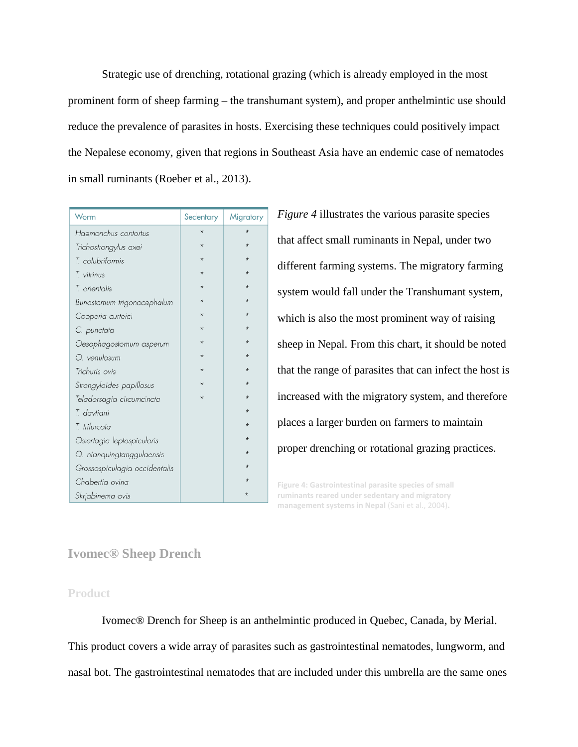Strategic use of drenching, rotational grazing (which is already employed in the most prominent form of sheep farming – the transhumant system), and proper anthelmintic use should reduce the prevalence of parasites in hosts. Exercising these techniques could positively impact the Nepalese economy, given that regions in Southeast Asia have an endemic case of nematodes in small ruminants (Roeber et al., 2013).

| Worm | Sedentary | Migratory |
|---|---|---|
| *Haemonchus contortus* | * | * |
| *Trichostrongylus axei* | * | * |
| *T. colubriformis* | * | * |
| *T. vitrinus* | * | * |
| *T. orientalis* | * | * |
| *Bunostomum trigonocephalum* | * | * |
| *Cooperia curteici* | * | * |
| *C. punctata* | * | * |
| *Oesophagostomum asperum* | * | * |
| *O. venulosum* | * | * |
| *Trichuris ovis* | * | * |
| *Strongyloides papillosus* | * | * |
| *Teladorsagia circumcincta* | * | * |
| *T. davtiani* | | * |
| *T. trifurcata* | | * |
| *Ostertagia leptospicularis* | | * |
| *O. nianquingtanggulaensis* | | * |
| *Grossospiculagia occidentalis* | | * |
| *Chabertia ovina* | | * |
| *Skrjabinema ovis* | | * |

**Figure 4: Gastrointestinal parasite species of small ruminants reared under sedentary and migratory management systems in Nepal** (Sani et al., 2004).

*Figure 4* illustrates the various parasite species that affect small ruminants in Nepal, under two different farming systems. The migratory farming system would fall under the Transhumant system, which is also the most prominent way of raising sheep in Nepal. From this chart, it should be noted that the range of parasites that can infect the host is increased with the migratory system, and therefore places a larger burden on farmers to maintain proper drenching or rotational grazing practices.

## Ivomec® Sheep Drench

### Product

Ivomec® Drench for Sheep is an anthelmintic produced in Quebec, Canada, by Merial. This product covers a wide array of parasites such as gastrointestinal nematodes, lungworm, and nasal bot. The gastrointestinal nematodes that are included under this umbrella are the same ones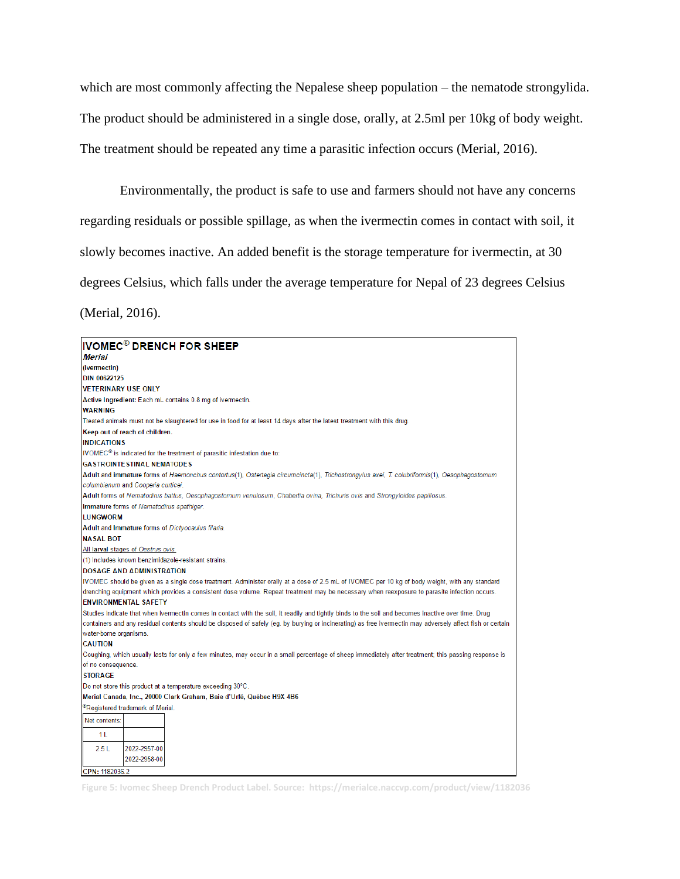which are most commonly affecting the Nepalese sheep population – the nematode strongylida. The product should be administered in a single dose, orally, at 2.5ml per 10kg of body weight. The treatment should be repeated any time a parasitic infection occurs (Merial, 2016).

Environmentally, the product is safe to use and farmers should not have any concerns regarding residuals or possible spillage, as when the ivermectin comes in contact with soil, it slowly becomes inactive. An added benefit is the storage temperature for ivermectin, at 30 degrees Celsius, which falls under the average temperature for Nepal of 23 degrees Celsius (Merial, 2016).

**IVOMEC® DRENCH FOR SHEEP**

***Merial***

**(ivermectin)**

**DIN 00622125**

**VETERINARY USE ONLY**

**Active Ingredient:** Each mL contains 0.8 mg of ivermectin.

**WARNING**

Treated animals must not be slaughtered for use in food for at least 14 days after the latest treatment with this drug.

**Keep out of reach of children.**

**INDICATIONS**

IVOMEC® is indicated for the treatment of parasitic infestation due to:

**GASTROINTESTINAL NEMATODES**

**Adult and immature** forms of *Haemonchus contortus*(1), *Ostertagia circumcincta*(1), *Trichostrongylus axei*, *T. colubriformis*(1), *Oesophagostomum columbianum* and *Cooperia curticei*.

**Adult** forms of *Nematodirus battus*, *Oesophagostomum venulosum*, *Chabertia ovina*, *Trichuris ovis* and *Strongyloides papillosus*.

**Immature** forms of *Nematodirus spathiger*.

**LUNGWORM**

**Adult and immature** forms of *Dictyocaulus filaria*.

**NASAL BOT**

All larval stages of *Oestrus ovis*.

(1) Includes known benzimidazole-resistant strains.

**DOSAGE AND ADMINISTRATION**

IVOMEC should be given as a single dose treatment. Administer orally at a dose of 2.5 mL of IVOMEC per 10 kg of body weight, with any standard drenching equipment which provides a consistent dose volume. Repeat treatment may be necessary when reexposure to parasite infection occurs.

**ENVIRONMENTAL SAFETY**

Studies indicate that when ivermectin comes in contact with the soil, it readily and tightly binds to the soil and becomes inactive over time. Drug containers and any residual contents should be disposed of safely (eg. by burying or incinerating) as free ivermectin may adversely affect fish or certain water-borne organisms.

**CAUTION**

Coughing, which usually lasts for only a few minutes, may occur in a small percentage of sheep immediately after treatment; this passing response is of no consequence.

**STORAGE**

Do not store this product at a temperature exceeding 30°C.

**Merial Canada, Inc., 20000 Clark Graham, Baie d'Urfé, Québec H9X 4B6**

®Registered trademark of Merial.

| Net contents: | |
|---|---|
| 1 L | |
| 2.5 L | 2022-2957-00<br>2022-2958-00 |

CPN: 1182036.2

Figure 5: Ivomec Sheep Drench Product Label. Source: https://merialce.naccvp.com/product/view/1182036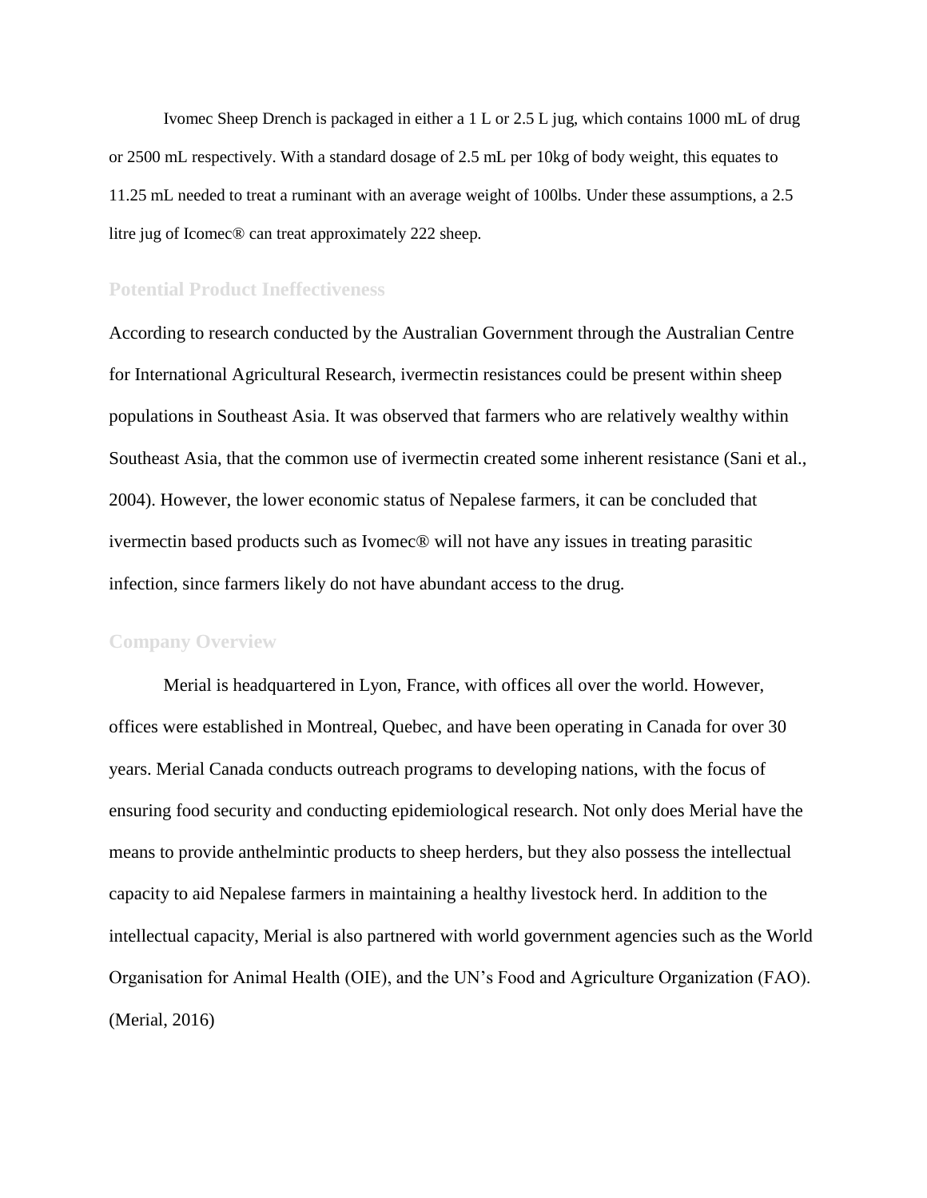Ivomec Sheep Drench is packaged in either a 1 L or 2.5 L jug, which contains 1000 mL of drug or 2500 mL respectively. With a standard dosage of 2.5 mL per 10kg of body weight, this equates to 11.25 mL needed to treat a ruminant with an average weight of 100lbs. Under these assumptions, a 2.5 litre jug of Icomec® can treat approximately 222 sheep.

## Potential Product Ineffectiveness

According to research conducted by the Australian Government through the Australian Centre for International Agricultural Research, ivermectin resistances could be present within sheep populations in Southeast Asia. It was observed that farmers who are relatively wealthy within Southeast Asia, that the common use of ivermectin created some inherent resistance (Sani et al., 2004). However, the lower economic status of Nepalese farmers, it can be concluded that ivermectin based products such as Ivomec® will not have any issues in treating parasitic infection, since farmers likely do not have abundant access to the drug.

## Company Overview

Merial is headquartered in Lyon, France, with offices all over the world. However, offices were established in Montreal, Quebec, and have been operating in Canada for over 30 years. Merial Canada conducts outreach programs to developing nations, with the focus of ensuring food security and conducting epidemiological research. Not only does Merial have the means to provide anthelmintic products to sheep herders, but they also possess the intellectual capacity to aid Nepalese farmers in maintaining a healthy livestock herd. In addition to the intellectual capacity, Merial is also partnered with world government agencies such as the World Organisation for Animal Health (OIE), and the UN's Food and Agriculture Organization (FAO). (Merial, 2016)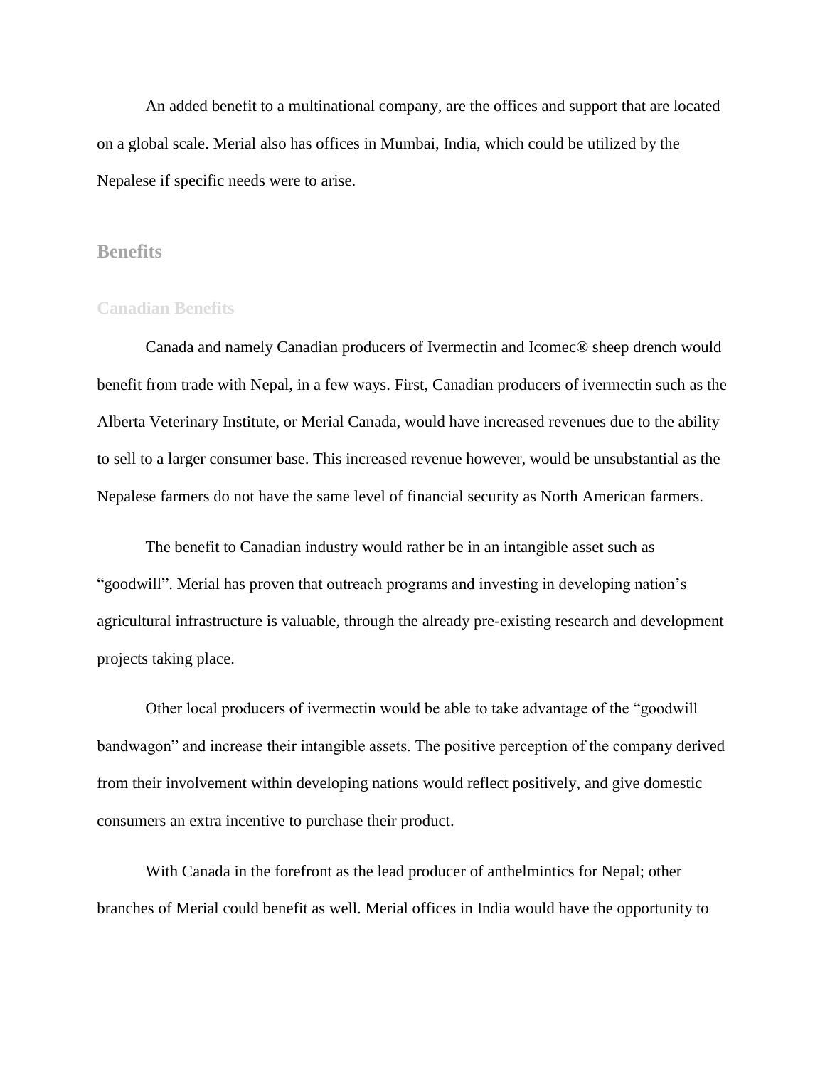An added benefit to a multinational company, are the offices and support that are located on a global scale. Merial also has offices in Mumbai, India, which could be utilized by the Nepalese if specific needs were to arise.

## Benefits

### Canadian Benefits

Canada and namely Canadian producers of Ivermectin and Icomec® sheep drench would benefit from trade with Nepal, in a few ways. First, Canadian producers of ivermectin such as the Alberta Veterinary Institute, or Merial Canada, would have increased revenues due to the ability to sell to a larger consumer base. This increased revenue however, would be unsubstantial as the Nepalese farmers do not have the same level of financial security as North American farmers.

The benefit to Canadian industry would rather be in an intangible asset such as "goodwill". Merial has proven that outreach programs and investing in developing nation's agricultural infrastructure is valuable, through the already pre-existing research and development projects taking place.

Other local producers of ivermectin would be able to take advantage of the "goodwill bandwagon" and increase their intangible assets. The positive perception of the company derived from their involvement within developing nations would reflect positively, and give domestic consumers an extra incentive to purchase their product.

With Canada in the forefront as the lead producer of anthelmintics for Nepal; other branches of Merial could benefit as well. Merial offices in India would have the opportunity to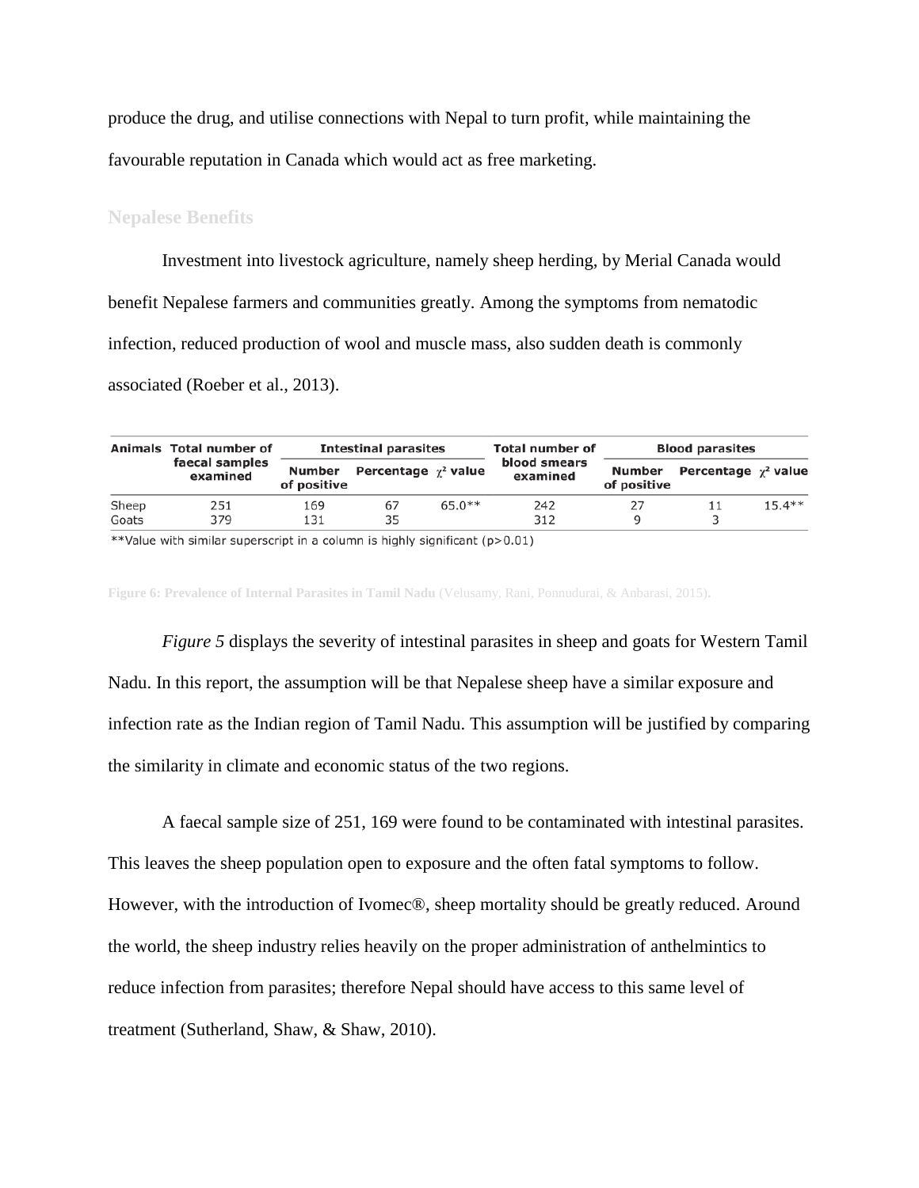produce the drug, and utilise connections with Nepal to turn profit, while maintaining the favourable reputation in Canada which would act as free marketing.

## Nepalese Benefits

Investment into livestock agriculture, namely sheep herding, by Merial Canada would benefit Nepalese farmers and communities greatly. Among the symptoms from nematodic infection, reduced production of wool and muscle mass, also sudden death is commonly associated (Roeber et al., 2013).

| Animals | Total number of faecal samples examined | Intestinal parasites | | | Total number of blood smears examined | Blood parasites | | |
|---|---|---|---|---|---|---|---|---|
| | | Number of positive | Percentage | $\chi^2$ value | | Number of positive | Percentage | $\chi^2$ value |
| Sheep | 251 | 169 | 67 | 65.0** | 242 | 27 | 11 | 15.4** |
| Goats | 379 | 131 | 35 | | 312 | 9 | 3 | |

**Value with similar superscript in a column is highly significant (p>0.01)

**Figure 6: Prevalence of Internal Parasites in Tamil Nadu** (Velusamy, Rani, Ponnudurai, & Anbarasi, 2015).

*Figure 5* displays the severity of intestinal parasites in sheep and goats for Western Tamil Nadu. In this report, the assumption will be that Nepalese sheep have a similar exposure and infection rate as the Indian region of Tamil Nadu. This assumption will be justified by comparing the similarity in climate and economic status of the two regions.

A faecal sample size of 251, 169 were found to be contaminated with intestinal parasites. This leaves the sheep population open to exposure and the often fatal symptoms to follow. However, with the introduction of Ivomec®, sheep mortality should be greatly reduced. Around the world, the sheep industry relies heavily on the proper administration of anthelmintics to reduce infection from parasites; therefore Nepal should have access to this same level of treatment (Sutherland, Shaw, & Shaw, 2010).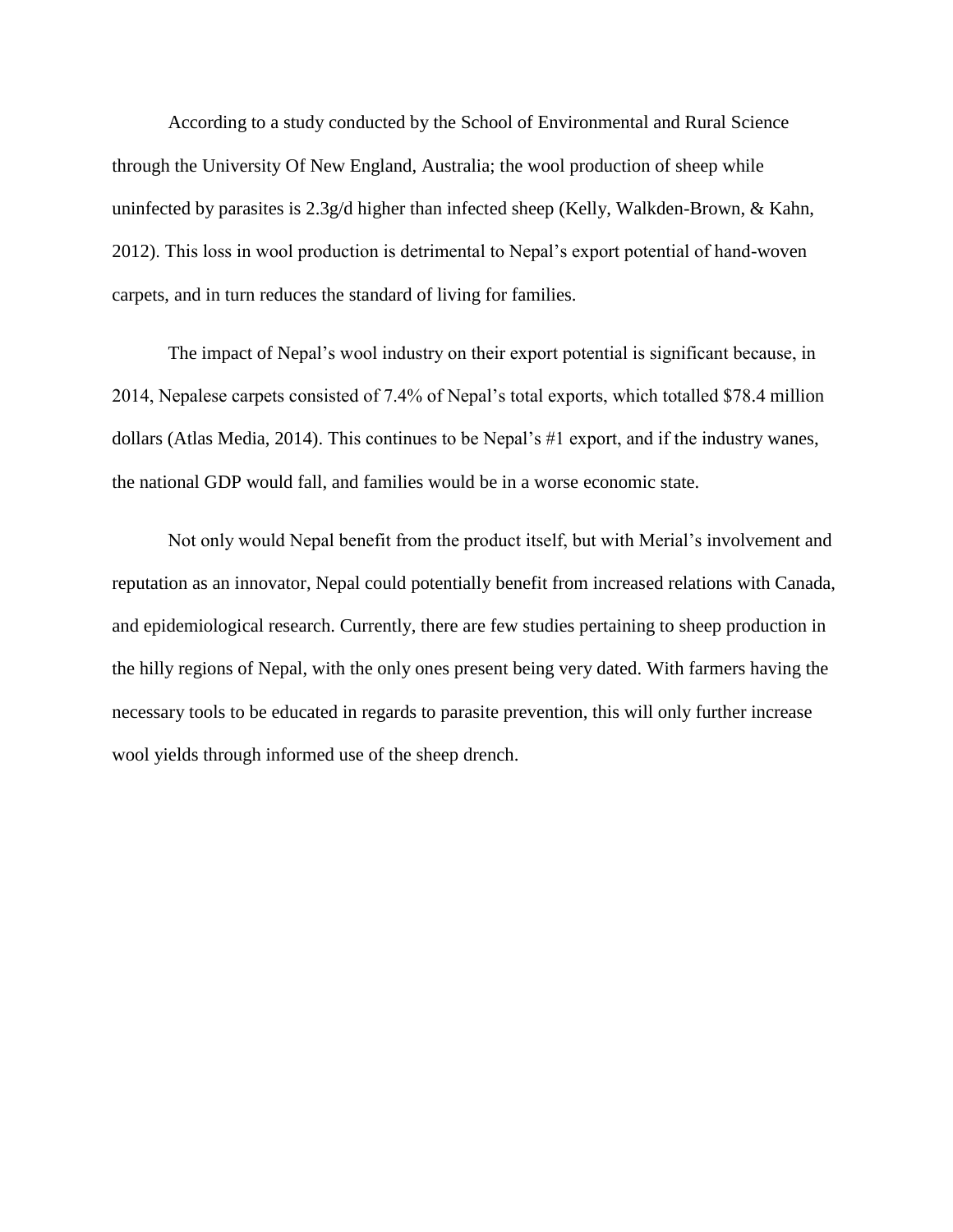According to a study conducted by the School of Environmental and Rural Science through the University Of New England, Australia; the wool production of sheep while uninfected by parasites is 2.3g/d higher than infected sheep (Kelly, Walkden-Brown, & Kahn, 2012). This loss in wool production is detrimental to Nepal's export potential of hand-woven carpets, and in turn reduces the standard of living for families.

The impact of Nepal's wool industry on their export potential is significant because, in 2014, Nepalese carpets consisted of 7.4% of Nepal's total exports, which totalled $78.4 million dollars (Atlas Media, 2014). This continues to be Nepal's #1 export, and if the industry wanes, the national GDP would fall, and families would be in a worse economic state.

Not only would Nepal benefit from the product itself, but with Merial's involvement and reputation as an innovator, Nepal could potentially benefit from increased relations with Canada, and epidemiological research. Currently, there are few studies pertaining to sheep production in the hilly regions of Nepal, with the only ones present being very dated. With farmers having the necessary tools to be educated in regards to parasite prevention, this will only further increase wool yields through informed use of the sheep drench.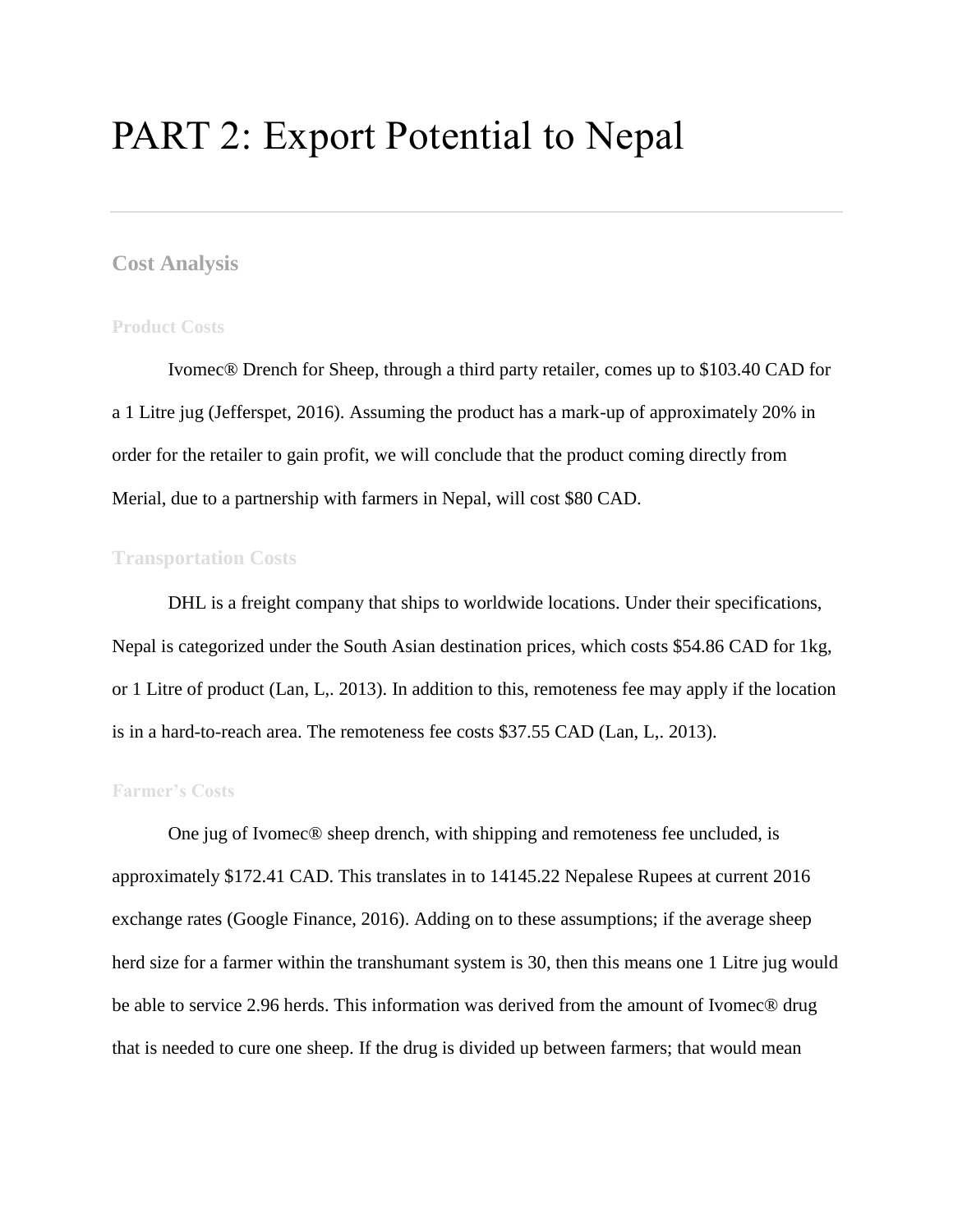# PART 2: Export Potential to Nepal

---

## Cost Analysis

### Product Costs

Ivomec® Drench for Sheep, through a third party retailer, comes up to $103.40 CAD for a 1 Litre jug (Jefferspet, 2016). Assuming the product has a mark-up of approximately 20% in order for the retailer to gain profit, we will conclude that the product coming directly from Merial, due to a partnership with farmers in Nepal, will cost $80 CAD.

### Transportation Costs

DHL is a freight company that ships to worldwide locations. Under their specifications, Nepal is categorized under the South Asian destination prices, which costs $54.86 CAD for 1kg, or 1 Litre of product (Lan, L,. 2013). In addition to this, remoteness fee may apply if the location is in a hard-to-reach area. The remoteness fee costs $37.55 CAD (Lan, L,. 2013).

### Farmer's Costs

One jug of Ivomec® sheep drench, with shipping and remoteness fee uncluded, is approximately $172.41 CAD. This translates in to 14145.22 Nepalese Rupees at current 2016 exchange rates (Google Finance, 2016). Adding on to these assumptions; if the average sheep herd size for a farmer within the transhumant system is 30, then this means one 1 Litre jug would be able to service 2.96 herds. This information was derived from the amount of Ivomec® drug that is needed to cure one sheep. If the drug is divided up between farmers; that would mean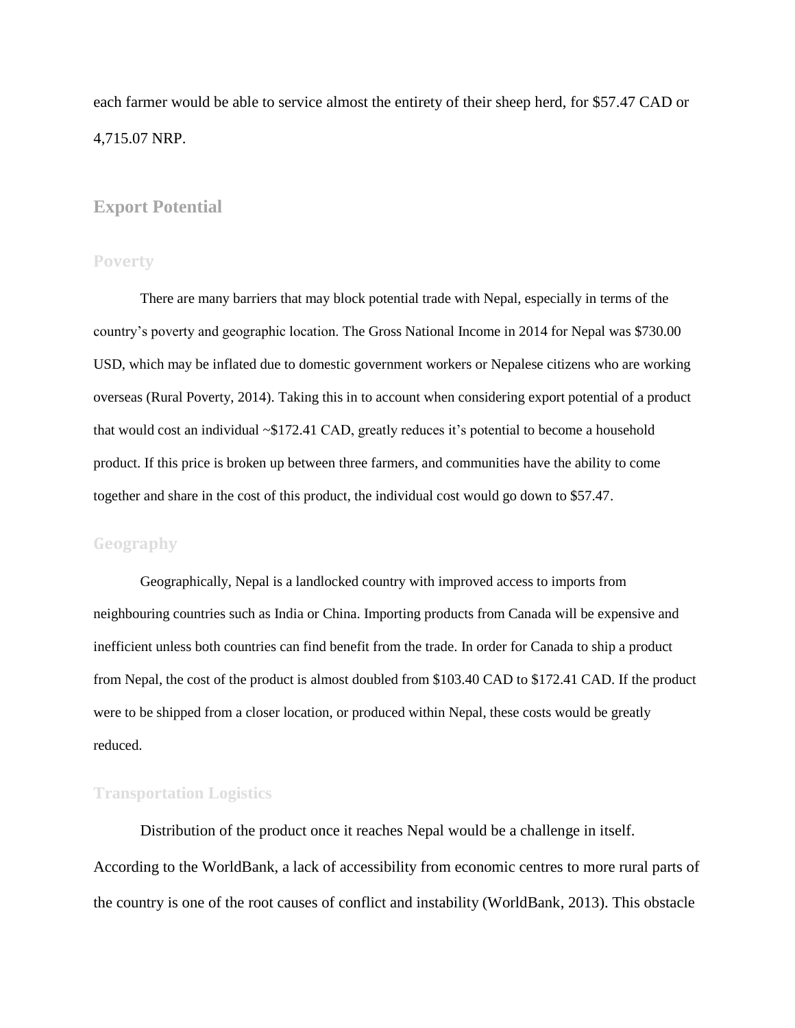each farmer would be able to service almost the entirety of their sheep herd, for $57.47 CAD or 4,715.07 NRP.

## Export Potential

### Poverty

There are many barriers that may block potential trade with Nepal, especially in terms of the country's poverty and geographic location. The Gross National Income in 2014 for Nepal was $730.00 USD, which may be inflated due to domestic government workers or Nepalese citizens who are working overseas (Rural Poverty, 2014). Taking this in to account when considering export potential of a product that would cost an individual ~$172.41 CAD, greatly reduces it's potential to become a household product. If this price is broken up between three farmers, and communities have the ability to come together and share in the cost of this product, the individual cost would go down to $57.47.

### Geography

Geographically, Nepal is a landlocked country with improved access to imports from neighbouring countries such as India or China. Importing products from Canada will be expensive and inefficient unless both countries can find benefit from the trade. In order for Canada to ship a product from Nepal, the cost of the product is almost doubled from $103.40 CAD to $172.41 CAD. If the product were to be shipped from a closer location, or produced within Nepal, these costs would be greatly reduced.

### Transportation Logistics

Distribution of the product once it reaches Nepal would be a challenge in itself. According to the WorldBank, a lack of accessibility from economic centres to more rural parts of the country is one of the root causes of conflict and instability (WorldBank, 2013). This obstacle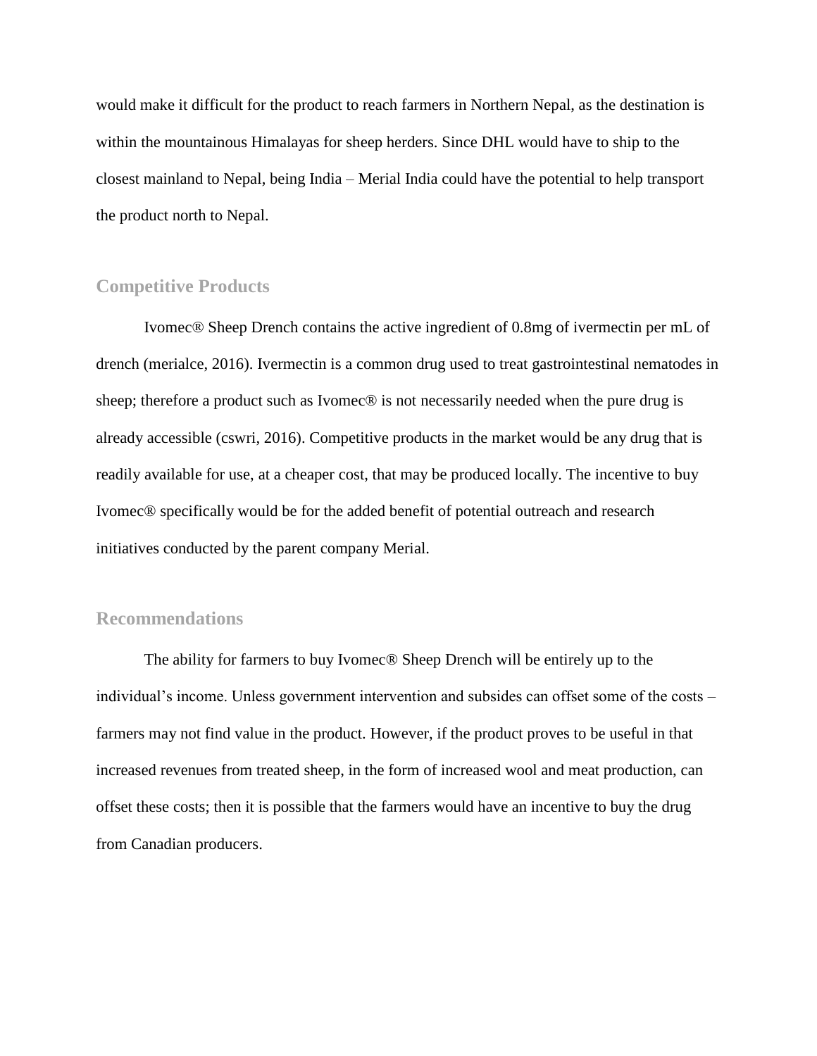would make it difficult for the product to reach farmers in Northern Nepal, as the destination is within the mountainous Himalayas for sheep herders. Since DHL would have to ship to the closest mainland to Nepal, being India – Merial India could have the potential to help transport the product north to Nepal.

## Competitive Products

Ivomec® Sheep Drench contains the active ingredient of 0.8mg of ivermectin per mL of drench (merialce, 2016). Ivermectin is a common drug used to treat gastrointestinal nematodes in sheep; therefore a product such as Ivomec® is not necessarily needed when the pure drug is already accessible (cswri, 2016). Competitive products in the market would be any drug that is readily available for use, at a cheaper cost, that may be produced locally. The incentive to buy Ivomec® specifically would be for the added benefit of potential outreach and research initiatives conducted by the parent company Merial.

## Recommendations

The ability for farmers to buy Ivomec® Sheep Drench will be entirely up to the individual's income. Unless government intervention and subsides can offset some of the costs – farmers may not find value in the product. However, if the product proves to be useful in that increased revenues from treated sheep, in the form of increased wool and meat production, can offset these costs; then it is possible that the farmers would have an incentive to buy the drug from Canadian producers.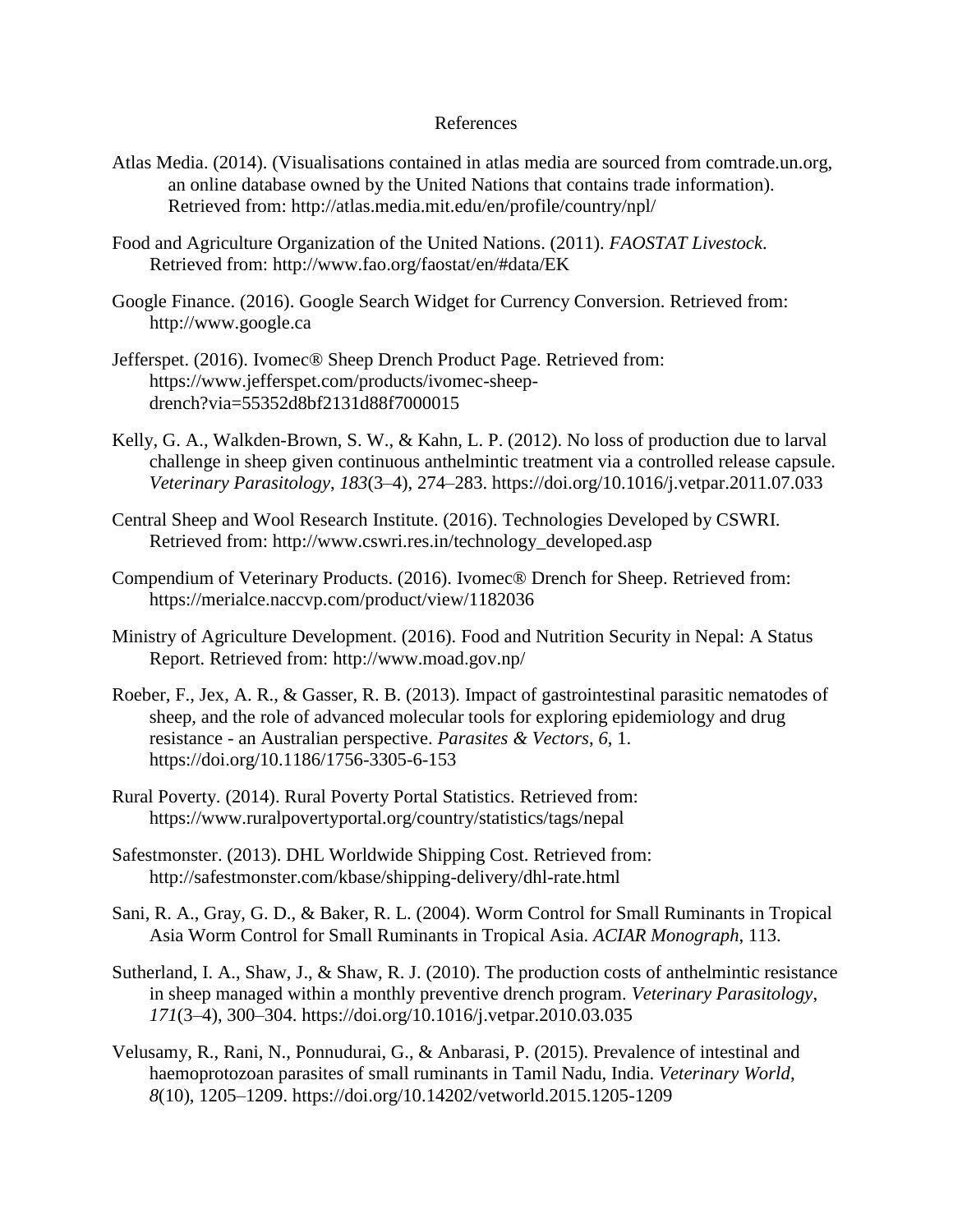# References

Atlas Media. (2014). (Visualisations contained in atlas media are sourced from comtrade.un.org, an online database owned by the United Nations that contains trade information). Retrieved from: http://atlas.media.mit.edu/en/profile/country/npl/

Food and Agriculture Organization of the United Nations. (2011). *FAOSTAT Livestock*. Retrieved from: http://www.fao.org/faostat/en/#data/EK

Google Finance. (2016). Google Search Widget for Currency Conversion. Retrieved from: http://www.google.ca

Jefferspet. (2016). Ivomec® Sheep Drench Product Page. Retrieved from: https://www.jefferspet.com/products/ivomec-sheep-drench?via=55352d8bf2131d88f7000015

Kelly, G. A., Walkden-Brown, S. W., & Kahn, L. P. (2012). No loss of production due to larval challenge in sheep given continuous anthelmintic treatment via a controlled release capsule. *Veterinary Parasitology*, *183*(3–4), 274–283. https://doi.org/10.1016/j.vetpar.2011.07.033

Central Sheep and Wool Research Institute. (2016). Technologies Developed by CSWRI. Retrieved from: http://www.cswri.res.in/technology_developed.asp

Compendium of Veterinary Products. (2016). Ivomec® Drench for Sheep. Retrieved from: https://merialce.naccvp.com/product/view/1182036

Ministry of Agriculture Development. (2016). Food and Nutrition Security in Nepal: A Status Report. Retrieved from: http://www.moad.gov.np/

Roeber, F., Jex, A. R., & Gasser, R. B. (2013). Impact of gastrointestinal parasitic nematodes of sheep, and the role of advanced molecular tools for exploring epidemiology and drug resistance - an Australian perspective. *Parasites & Vectors*, *6*, 1. https://doi.org/10.1186/1756-3305-6-153

Rural Poverty. (2014). Rural Poverty Portal Statistics. Retrieved from: https://www.ruralpovertyportal.org/country/statistics/tags/nepal

Safestmonster. (2013). DHL Worldwide Shipping Cost. Retrieved from: http://safestmonster.com/kbase/shipping-delivery/dhl-rate.html

Sani, R. A., Gray, G. D., & Baker, R. L. (2004). Worm Control for Small Ruminants in Tropical Asia Worm Control for Small Ruminants in Tropical Asia. *ACIAR Monograph*, 113.

Sutherland, I. A., Shaw, J., & Shaw, R. J. (2010). The production costs of anthelmintic resistance in sheep managed within a monthly preventive drench program. *Veterinary Parasitology*, *171*(3–4), 300–304. https://doi.org/10.1016/j.vetpar.2010.03.035

Velusamy, R., Rani, N., Ponnudurai, G., & Anbarasi, P. (2015). Prevalence of intestinal and haemoprotozoan parasites of small ruminants in Tamil Nadu, India. *Veterinary World*, *8*(10), 1205–1209. https://doi.org/10.14202/vetworld.2015.1205-1209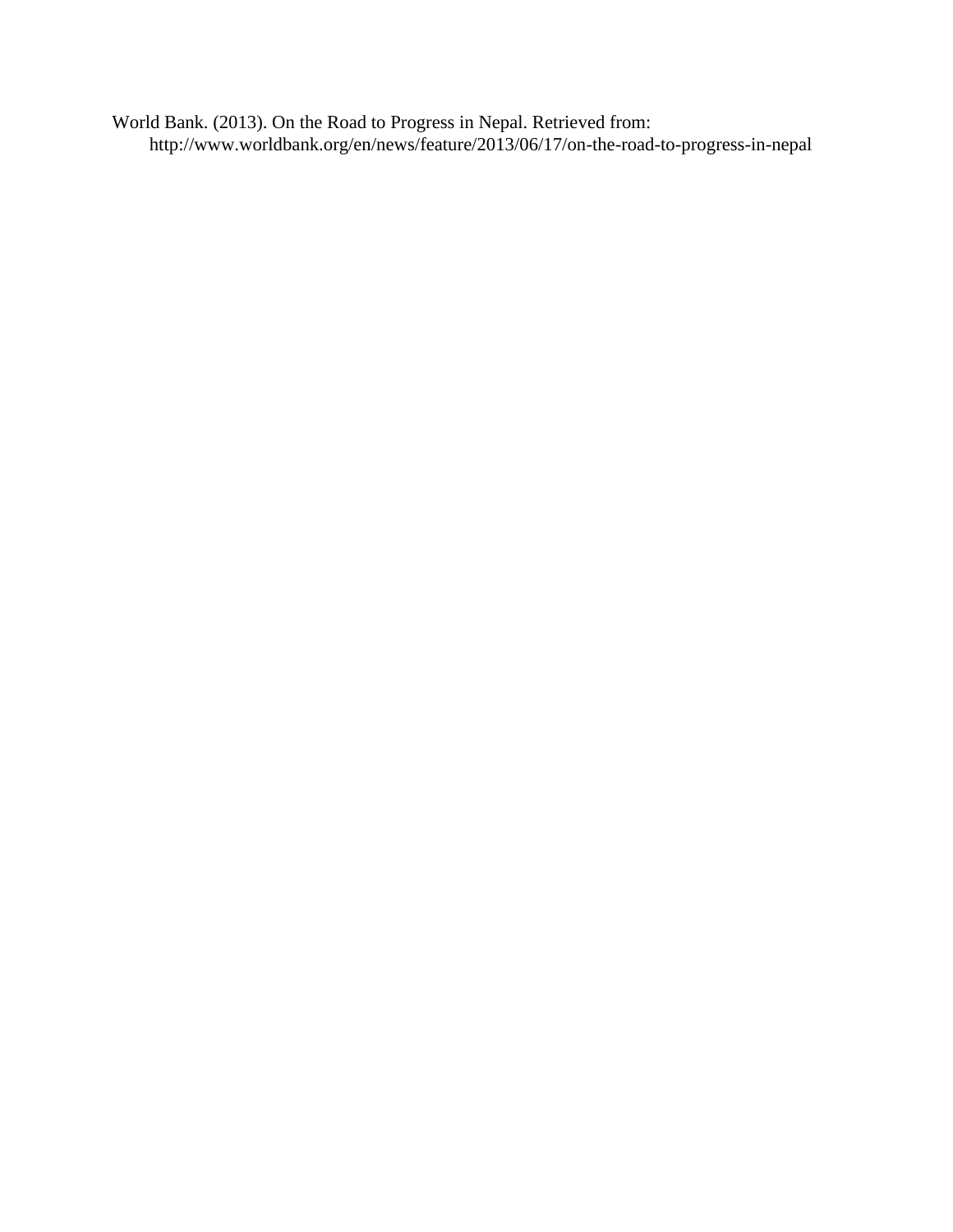World Bank. (2013). On the Road to Progress in Nepal. Retrieved from: http://www.worldbank.org/en/news/feature/2013/06/17/on-the-road-to-progress-in-nepal